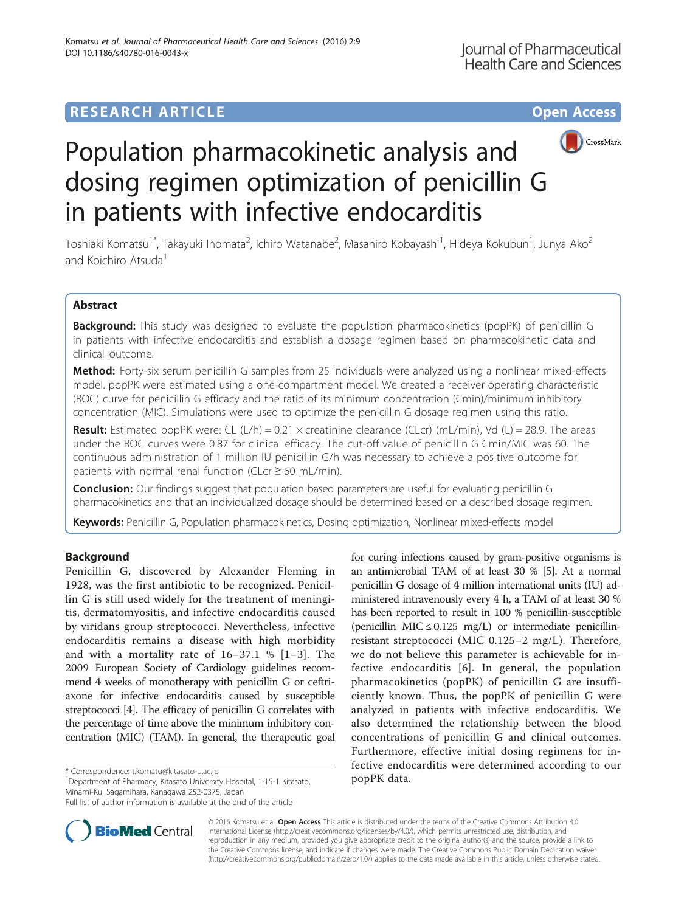**RESEARCH ARTICLE** **Open Access**

# Population pharmacokinetic analysis and dosing regimen optimization of penicillin G in patients with infective endocarditis

Toshiaki Komatsu[1*], Takayuki Inomata[2], Ichiro Watanabe[2], Masahiro Kobayashi[1], Hideya Kokubun[1], Junya Ako[2] and Koichiro Atsuda[1]

## Abstract

**Background:** This study was designed to evaluate the population pharmacokinetics (popPK) of penicillin G in patients with infective endocarditis and establish a dosage regimen based on pharmacokinetic data and clinical outcome.

**Method:** Forty-six serum penicillin G samples from 25 individuals were analyzed using a nonlinear mixed-effects model. popPK were estimated using a one-compartment model. We created a receiver operating characteristic (ROC) curve for penicillin G efficacy and the ratio of its minimum concentration (Cmin)/minimum inhibitory concentration (MIC). Simulations were used to optimize the penicillin G dosage regimen using this ratio.

**Result:** Estimated popPK were: CL (L/h) = 0.21 × creatinine clearance (CLcr) (mL/min), Vd (L) = 28.9. The areas under the ROC curves were 0.87 for clinical efficacy. The cut-off value of penicillin G Cmin/MIC was 60. The continuous administration of 1 million IU penicillin G/h was necessary to achieve a positive outcome for patients with normal renal function (CLcr ≥ 60 mL/min).

**Conclusion:** Our findings suggest that population-based parameters are useful for evaluating penicillin G pharmacokinetics and that an individualized dosage should be determined based on a described dosage regimen.

**Keywords:** Penicillin G, Population pharmacokinetics, Dosing optimization, Nonlinear mixed-effects model

## Background

Penicillin G, discovered by Alexander Fleming in 1928, was the first antibiotic to be recognized. Penicillin G is still used widely for the treatment of meningitis, dermatomyositis, and infective endocarditis caused by viridans group streptococci. Nevertheless, infective endocarditis remains a disease with high morbidity and with a mortality rate of 16–37.1 % [1–3]. The 2009 European Society of Cardiology guidelines recommend 4 weeks of monotherapy with penicillin G or ceftriaxone for infective endocarditis caused by susceptible streptococci [4]. The efficacy of penicillin G correlates with the percentage of time above the minimum inhibitory concentration (MIC) (TAM). In general, the therapeutic goal for curing infections caused by gram-positive organisms is an antimicrobial TAM of at least 30 % [5]. At a normal penicillin G dosage of 4 million international units (IU) administered intravenously every 4 h, a TAM of at least 30 % has been reported to result in 100 % penicillin-susceptible (penicillin MIC ≤ 0.125 mg/L) or intermediate penicillin-resistant streptococci (MIC 0.125–2 mg/L). Therefore, we do not believe this parameter is achievable for infective endocarditis [6]. In general, the population pharmacokinetics (popPK) of penicillin G are insufficiently known. Thus, the popPK of penicillin G were analyzed in patients with infective endocarditis. We also determined the relationship between the blood concentrations of penicillin G and clinical outcomes. Furthermore, effective initial dosing regimens for infective endocarditis were determined according to our popPK data.

\* Correspondence: t.komatu@kitasato-u.ac.jp
[1]Department of Pharmacy, Kitasato University Hospital, 1-15-1 Kitasato, Minami-Ku, Sagamihara, Kanagawa 252-0375, Japan
Full list of author information is available at the end of the article

© 2016 Komatsu et al. **Open Access** This article is distributed under the terms of the Creative Commons Attribution 4.0 International License (http://creativecommons.org/licenses/by/4.0/), which permits unrestricted use, distribution, and reproduction in any medium, provided you give appropriate credit to the original author(s) and the source, provide a link to the Creative Commons license, and indicate if changes were made. The Creative Commons Public Domain Dedication waiver (http://creativecommons.org/publicdomain/zero/1.0/) applies to the data made available in this article, unless otherwise stated.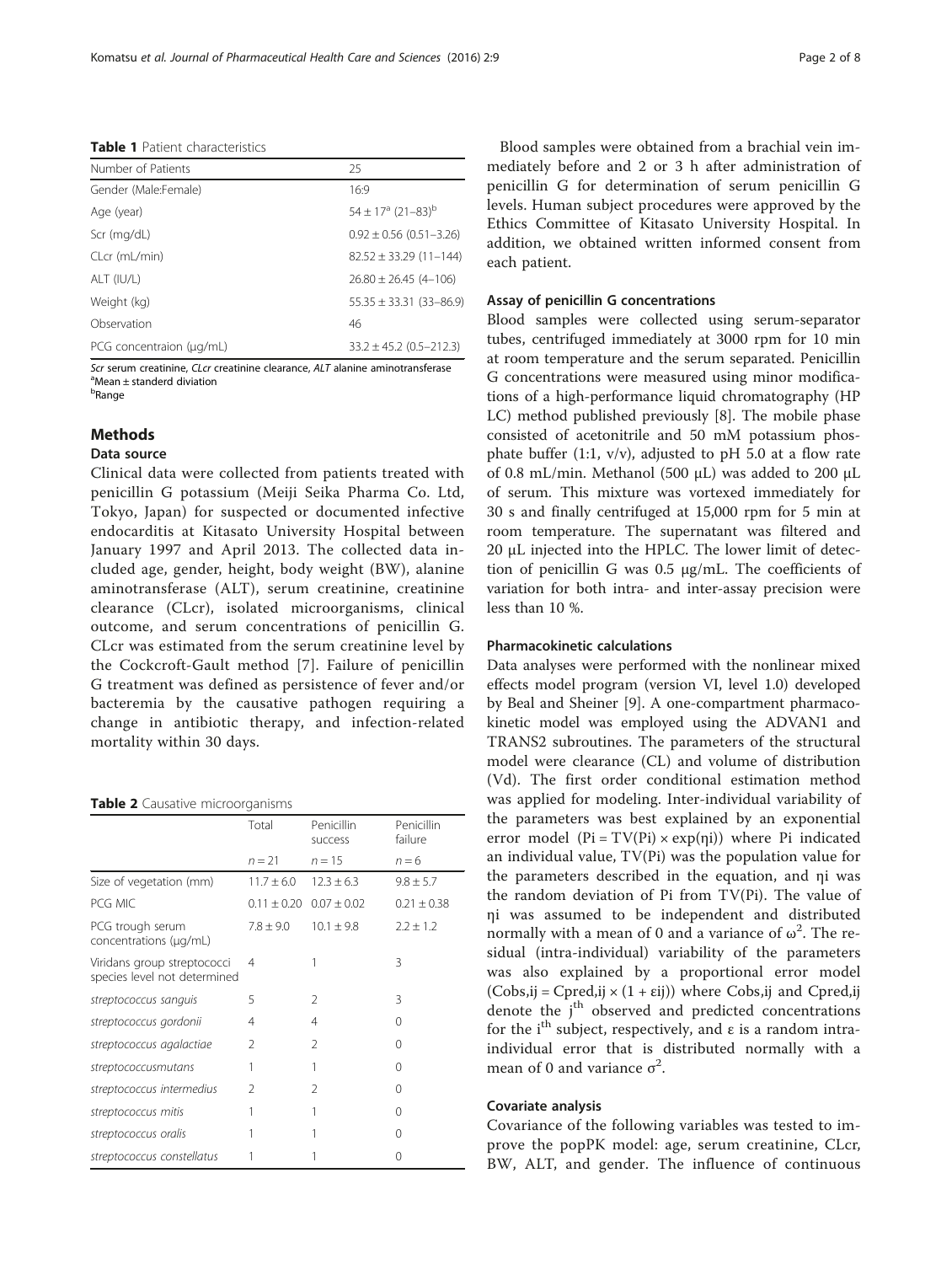**Table 1** Patient characteristics

| Number of Patients | 25 |
| --- | --- |
| Gender (Male:Female) | 16:9 |
| Age (year) | 54 ± 17[a] (21–83)[b] |
| Scr (mg/dL) | 0.92 ± 0.56 (0.51–3.26) |
| CLcr (mL/min) | 82.52 ± 33.29 (11–144) |
| ALT (IU/L) | 26.80 ± 26.45 (4–106) |
| Weight (kg) | 55.35 ± 33.31 (33–86.9) |
| Observation | 46 |
| PCG concentraion (μg/mL) | 33.2 ± 45.2 (0.5–212.3) |

*Scr* serum creatinine, *CLcr* creatinine clearance, *ALT* alanine aminotransferase
[a]Mean ± standerd diviation
[b]Range

## Methods

### Data source

Clinical data were collected from patients treated with penicillin G potassium (Meiji Seika Pharma Co. Ltd, Tokyo, Japan) for suspected or documented infective endocarditis at Kitasato University Hospital between January 1997 and April 2013. The collected data included age, gender, height, body weight (BW), alanine aminotransferase (ALT), serum creatinine, creatinine clearance (CLcr), isolated microorganisms, clinical outcome, and serum concentrations of penicillin G. CLcr was estimated from the serum creatinine level by the Cockcroft-Gault method [7]. Failure of penicillin G treatment was defined as persistence of fever and/or bacteremia by the causative pathogen requiring a change in antibiotic therapy, and infection-related mortality within 30 days.

**Table 2** Causative microorganisms

| | Total | Penicillin success | Penicillin failure |
| --- | --- | --- | --- |
| | $n = 21$ | $n = 15$ | $n = 6$ |
| Size of vegetation (mm) | 11.7 ± 6.0 | 12.3 ± 6.3 | 9.8 ± 5.7 |
| PCG MIC | 0.11 ± 0.20 | 0.07 ± 0.02 | 0.21 ± 0.38 |
| PCG trough serum concentrations (μg/mL) | 7.8 ± 9.0 | 10.1 ± 9.8 | 2.2 ± 1.2 |
| Viridans group streptococci species level not determined | 4 | 1 | 3 |
| *streptococcus sanguis* | 5 | 2 | 3 |
| *streptococcus gordonii* | 4 | 4 | 0 |
| *streptococcus agalactiae* | 2 | 2 | 0 |
| *streptococcusmutans* | 1 | 1 | 0 |
| *streptococcus intermedius* | 2 | 2 | 0 |
| *streptococcus mitis* | 1 | 1 | 0 |
| *streptococcus oralis* | 1 | 1 | 0 |
| *streptococcus constellatus* | 1 | 1 | 0 |

Blood samples were obtained from a brachial vein immediately before and 2 or 3 h after administration of penicillin G for determination of serum penicillin G levels. Human subject procedures were approved by the Ethics Committee of Kitasato University Hospital. In addition, we obtained written informed consent from each patient.

### Assay of penicillin G concentrations

Blood samples were collected using serum-separator tubes, centrifuged immediately at 3000 rpm for 10 min at room temperature and the serum separated. Penicillin G concentrations were measured using minor modifications of a high-performance liquid chromatography (HP LC) method published previously [8]. The mobile phase consisted of acetonitrile and 50 mM potassium phosphate buffer (1:1, v/v), adjusted to pH 5.0 at a flow rate of 0.8 mL/min. Methanol (500 μL) was added to 200 μL of serum. This mixture was vortexed immediately for 30 s and finally centrifuged at 15,000 rpm for 5 min at room temperature. The supernatant was filtered and 20 μL injected into the HPLC. The lower limit of detection of penicillin G was 0.5 μg/mL. The coefficients of variation for both intra- and inter-assay precision were less than 10 %.

### Pharmacokinetic calculations

Data analyses were performed with the nonlinear mixed effects model program (version VI, level 1.0) developed by Beal and Sheiner [9]. A one-compartment pharmacokinetic model was employed using the ADVAN1 and TRANS2 subroutines. The parameters of the structural model were clearance (CL) and volume of distribution (Vd). The first order conditional estimation method was applied for modeling. Inter-individual variability of the parameters was best explained by an exponential error model ($P_i = TV(P_i) \times \exp(\eta_i)$) where $P_i$ indicated an individual value, $TV(P_i)$ was the population value for the parameters described in the equation, and $\eta_i$ was the random deviation of $P_i$ from $TV(P_i)$. The value of $\eta_i$ was assumed to be independent and distributed normally with a mean of 0 and a variance of $\omega^2$. The residual (intra-individual) variability of the parameters was also explained by a proportional error model ($C_{obs,ij} = C_{pred,ij} \times (1 + \varepsilon_{ij})$) where $C_{obs,ij}$ and $C_{pred,ij}$ denote the $j^{th}$ observed and predicted concentrations for the $i^{th}$ subject, respectively, and $\varepsilon$ is a random intra-individual error that is distributed normally with a mean of 0 and variance $\sigma^2$.

### Covariate analysis

Covariance of the following variables was tested to improve the popPK model: age, serum creatinine, CLcr, BW, ALT, and gender. The influence of continuous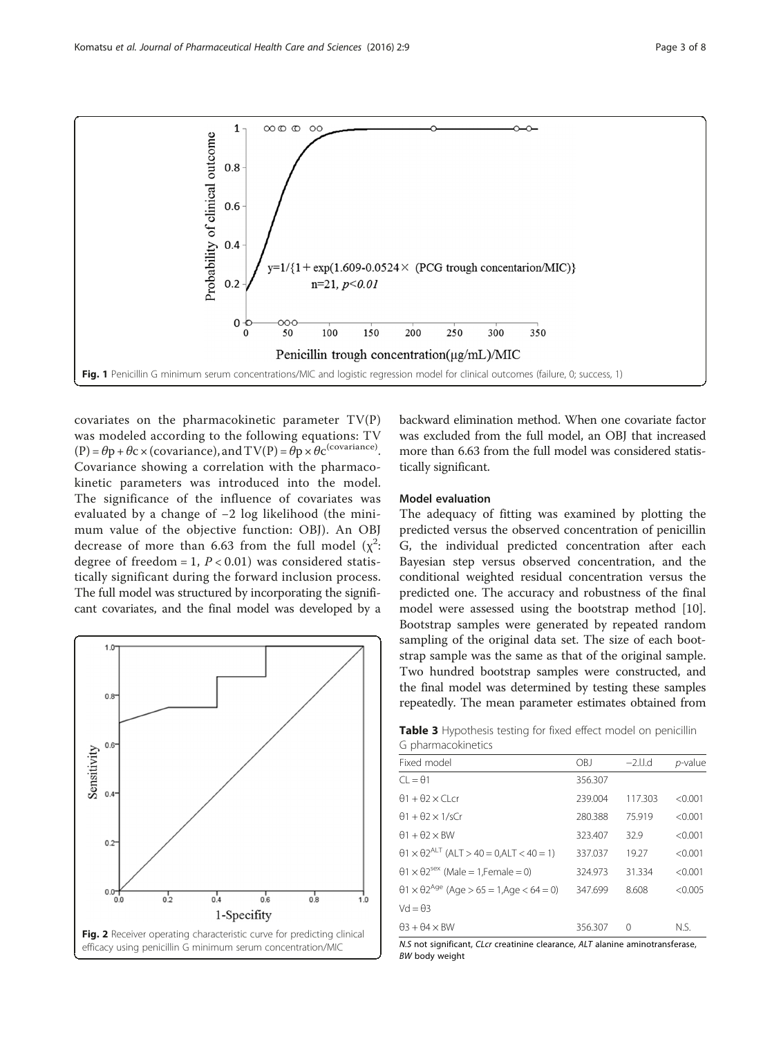Fig. 1 Penicillin G minimum serum concentrations/MIC and logistic regression model for clinical outcomes (failure, 0; success, 1)

covariates on the pharmacokinetic parameter TV(P) was modeled according to the following equations: $TV(P) = \theta p + \theta c \times (\text{covariance})$, and $TV(P) = \theta p \times \theta c^{(\text{covariance})}$. Covariance showing a correlation with the pharmacokinetic parameters was introduced into the model. The significance of the influence of covariates was evaluated by a change of −2 log likelihood (the minimum value of the objective function: OBJ). An OBJ decrease of more than 6.63 from the full model ($\chi^2$: degree of freedom = 1, $P < 0.01$) was considered statistically significant during the forward inclusion process. The full model was structured by incorporating the significant covariates, and the final model was developed by a backward elimination method. When one covariate factor was excluded from the full model, an OBJ that increased more than 6.63 from the full model was considered statistically significant.

Fig. 2 Receiver operating characteristic curve for predicting clinical efficacy using penicillin G minimum serum concentration/MIC

### Model evaluation

The adequacy of fitting was examined by plotting the predicted versus the observed concentration of penicillin G, the individual predicted concentration after each Bayesian step versus observed concentration, and the conditional weighted residual concentration versus the predicted one. The accuracy and robustness of the final model were assessed using the bootstrap method [10]. Bootstrap samples were generated by repeated random sampling of the original data set. The size of each bootstrap sample was the same as that of the original sample. Two hundred bootstrap samples were constructed, and the final model was determined by testing these samples repeatedly. The mean parameter estimates obtained from

**Table 3** Hypothesis testing for fixed effect model on penicillin G pharmacokinetics

| Fixed model | OBJ | −2.l.l.d | p-value |
|---|---|---|---|
| $CL = \theta1$ | 356.307 | | |
| $\theta1 + \theta2 \times CLcr$ | 239.004 | 117.303 | <0.001 |
| $\theta1 + \theta2 \times 1/sCr$ | 280.388 | 75.919 | <0.001 |
| $\theta1 + \theta2 \times BW$ | 323.407 | 32.9 | <0.001 |
| $\theta1 \times \theta2^{ALT}$ (ALT > 40 = 0,ALT < 40 = 1) | 337.037 | 19.27 | <0.001 |
| $\theta1 \times \theta2^{sex}$ (Male = 1,Female = 0) | 324.973 | 31.334 | <0.001 |
| $\theta1 \times \theta2^{Age}$ (Age > 65 = 1,Age < 64 = 0) | 347.699 | 8.608 | <0.005 |
| $Vd = \theta3$ | | | |
| $\theta3 + \theta4 \times BW$ | 356.307 | 0 | N.S. |

*N.S* not significant, *CLcr* creatinine clearance, *ALT* alanine aminotransferase, *BW* body weight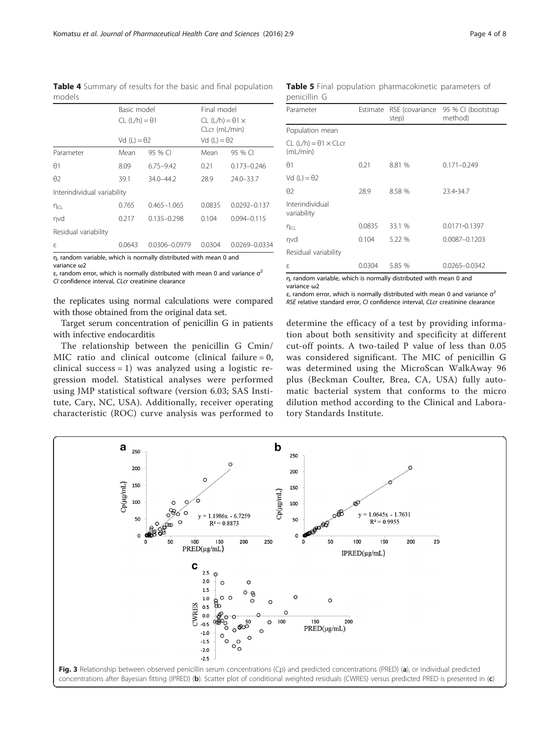**Table 4** Summary of results for the basic and final population models

| | Basic model | | Final model | |
|---|---|---|---|---|
| | CL (L/h) = θ1 | | CL (L/h) = θ1 × CLcr (mL/min) | |
| | Vd (L) = θ2 | | Vd (L) = θ2 | |
| Parameter | Mean | 95 % CI | Mean | 95 % CI |
| θ1 | 8.09 | 6.75–9.42 | 0.21 | 0.173–0.246 |
| θ2 | 39.1 | 34.0–44.2 | 28.9 | 24.0–33.7 |
| Interindividual variability | | | | |
| $\eta_{CL}$ | 0.765 | 0.465–1.065 | 0.0835 | 0.0292–0.137 |
| ηvd | 0.217 | 0.135–0.298 | 0.104 | 0.094–0.115 |
| Residual variability | | | | |
| ε | 0.0643 | 0.0306–0.0979 | 0.0304 | 0.0269–0.0334 |

η, random variable, which is normally distributed with mean 0 and variance ω2

ε, random error, which is normally distributed with mean 0 and variance $\sigma^2$

*CI* confidence interval, *CLcr* creatinine clearance

the replicates using normal calculations were compared with those obtained from the original data set.

Target serum concentration of penicillin G in patients with infective endocarditis

The relationship between the penicillin G Cmin/MIC ratio and clinical outcome (clinical failure = 0, clinical success = 1) was analyzed using a logistic regression model. Statistical analyses were performed using JMP statistical software (version 6.03; SAS Institute, Cary, NC, USA). Additionally, receiver operating characteristic (ROC) curve analysis was performed to determine the efficacy of a test by providing information about both sensitivity and specificity at different cut-off points. A two-tailed P value of less than 0.05 was considered significant. The MIC of penicillin G was determined using the MicroScan WalkAway 96 plus (Beckman Coulter, Brea, CA, USA) fully automatic bacterial system that conforms to the micro dilution method according to the Clinical and Laboratory Standards Institute.

**Table 5** Final population pharmacokinetic parameters of penicillin G

| Parameter | Estimate | RSE (covariance step) | 95 % CI (bootstrap method) |
|---|---|---|---|
| Population mean | | | |
| CL (L/h) = θ1 × CLcr (mL/min) | | | |
| θ1 | 0.21 | 8.81 % | 0.171–0.249 |
| Vd (L) = θ2 | | | |
| θ2 | 28.9 | 8.58 % | 23.4-34.7 |
| Interindividual variability | | | |
| $\eta_{CL}$ | 0.0835 | 33.1 % | 0.0171-0.1397 |
| ηvd | 0.104 | 5.22 % | 0.0087–0.1203 |
| Residual variability | | | |
| ε | 0.0304 | 5.85 % | 0.0265–0.0342 |

η, random variable, which is normally distributed with mean 0 and variance ω2

ε, random error, which is normally distributed with mean 0 and variance $\sigma^2$

*RSE* relative standard error, *CI* confidence interval, *CLcr* creatinine clearance

**Fig. 3** Relationship between observed penicillin serum concentrations (Cp) and predicted concentrations (PRED) (**a**), or individual predicted concentrations after Bayesian fitting (IPRED) (**b**). Scatter plot of conditional weighted residuals (CWRES) versus predicted PRED is presented in (**c**)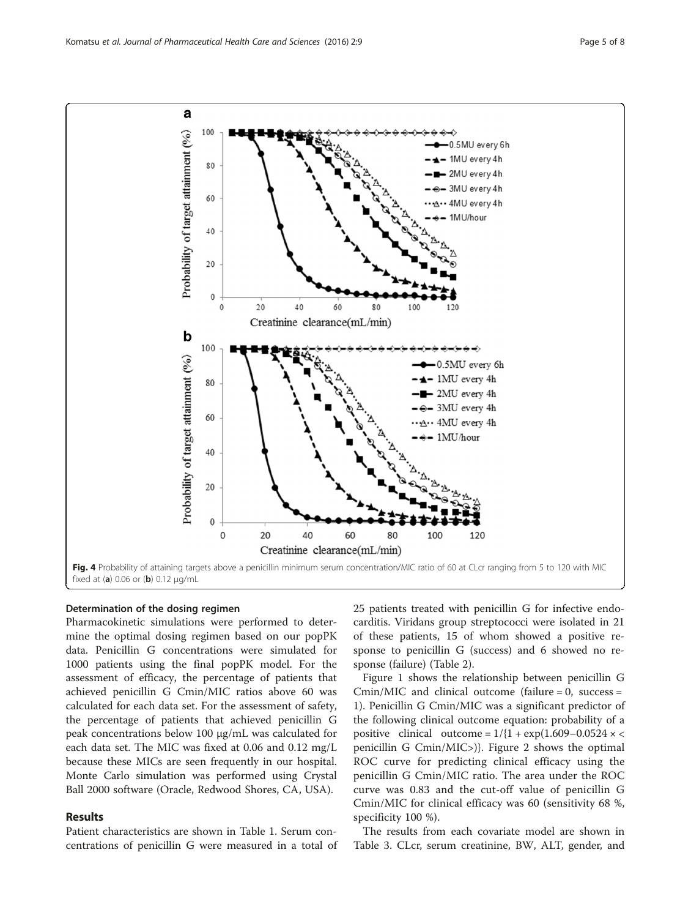Fig. 4 Probability of attaining targets above a penicillin minimum serum concentration/MIC ratio of 60 at CLcr ranging from 5 to 120 with MIC fixed at (**a**) 0.06 or (**b**) 0.12 μg/mL

### Determination of the dosing regimen

Pharmacokinetic simulations were performed to determine the optimal dosing regimen based on our popPK data. Penicillin G concentrations were simulated for 1000 patients using the final popPK model. For the assessment of efficacy, the percentage of patients that achieved penicillin G Cmin/MIC ratios above 60 was calculated for each data set. For the assessment of safety, the percentage of patients that achieved penicillin G peak concentrations below 100 μg/mL was calculated for each data set. The MIC was fixed at 0.06 and 0.12 mg/L because these MICs are seen frequently in our hospital. Monte Carlo simulation was performed using Crystal Ball 2000 software (Oracle, Redwood Shores, CA, USA).

## Results

Patient characteristics are shown in Table 1. Serum concentrations of penicillin G were measured in a total of 25 patients treated with penicillin G for infective endocarditis. Viridans group streptococci were isolated in 21 of these patients, 15 of whom showed a positive response to penicillin G (success) and 6 showed no response (failure) (Table 2).

Figure 1 shows the relationship between penicillin G Cmin/MIC and clinical outcome (failure = 0, success = 1). Penicillin G Cmin/MIC was a significant predictor of the following clinical outcome equation: probability of a positive clinical outcome = $1/\{1 + \exp(1.609 - 0.0524 \times <$ penicillin G Cmin/MIC$>)\}$. Figure 2 shows the optimal ROC curve for predicting clinical efficacy using the penicillin G Cmin/MIC ratio. The area under the ROC curve was 0.83 and the cut-off value of penicillin G Cmin/MIC for clinical efficacy was 60 (sensitivity 68 %, specificity 100 %).

The results from each covariate model are shown in Table 3. CLcr, serum creatinine, BW, ALT, gender, and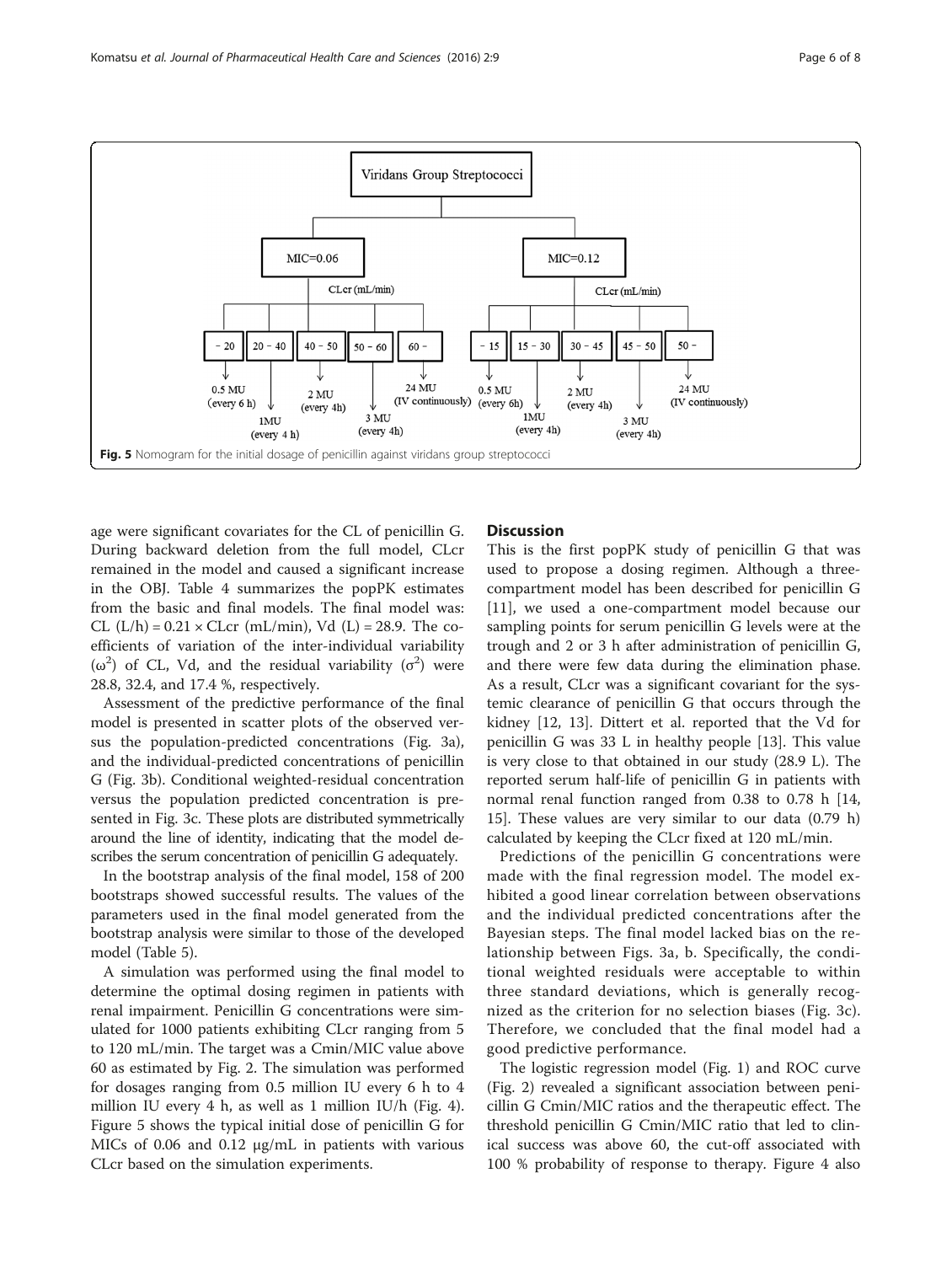Viridans Group Streptococci

MIC=0.06 — CLcr (mL/min):

- – 20: 0.5 MU (every 6 h)
- 20 – 40: 1MU (every 4 h)
- 40 – 50: 2 MU (every 4h)
- 50 – 60: 3 MU (every 4h)
- 60 –: 24 MU (IV continuously)

MIC=0.12 — CLcr (mL/min):

- – 15: 0.5 MU (every 6h)
- 15 – 30: 1MU (every 4h)
- 30 – 45: 2 MU (every 4h)
- 45 – 50: 3 MU (every 4h)
- 50 –: 24 MU (IV continuously)

**Fig. 5** Nomogram for the initial dosage of penicillin against viridans group streptococci

age were significant covariates for the CL of penicillin G. During backward deletion from the full model, CLcr remained in the model and caused a significant increase in the OBJ. Table 4 summarizes the popPK estimates from the basic and final models. The final model was: CL (L/h) = 0.21 × CLcr (mL/min), Vd (L) = 28.9. The coefficients of variation of the inter-individual variability ($\omega^2$) of CL, Vd, and the residual variability ($\sigma^2$) were 28.8, 32.4, and 17.4 %, respectively.

Assessment of the predictive performance of the final model is presented in scatter plots of the observed versus the population-predicted concentrations (Fig. 3a), and the individual-predicted concentrations of penicillin G (Fig. 3b). Conditional weighted-residual concentration versus the population predicted concentration is presented in Fig. 3c. These plots are distributed symmetrically around the line of identity, indicating that the model describes the serum concentration of penicillin G adequately.

In the bootstrap analysis of the final model, 158 of 200 bootstraps showed successful results. The values of the parameters used in the final model generated from the bootstrap analysis were similar to those of the developed model (Table 5).

A simulation was performed using the final model to determine the optimal dosing regimen in patients with renal impairment. Penicillin G concentrations were simulated for 1000 patients exhibiting CLcr ranging from 5 to 120 mL/min. The target was a Cmin/MIC value above 60 as estimated by Fig. 2. The simulation was performed for dosages ranging from 0.5 million IU every 6 h to 4 million IU every 4 h, as well as 1 million IU/h (Fig. 4). Figure 5 shows the typical initial dose of penicillin G for MICs of 0.06 and 0.12 μg/mL in patients with various CLcr based on the simulation experiments.

## Discussion

This is the first popPK study of penicillin G that was used to propose a dosing regimen. Although a three-compartment model has been described for penicillin G [11], we used a one-compartment model because our sampling points for serum penicillin G levels were at the trough and 2 or 3 h after administration of penicillin G, and there were few data during the elimination phase. As a result, CLcr was a significant covariant for the systemic clearance of penicillin G that occurs through the kidney [12, 13]. Dittert et al. reported that the Vd for penicillin G was 33 L in healthy people [13]. This value is very close to that obtained in our study (28.9 L). The reported serum half-life of penicillin G in patients with normal renal function ranged from 0.38 to 0.78 h [14, 15]. These values are very similar to our data (0.79 h) calculated by keeping the CLcr fixed at 120 mL/min.

Predictions of the penicillin G concentrations were made with the final regression model. The model exhibited a good linear correlation between observations and the individual predicted concentrations after the Bayesian steps. The final model lacked bias on the relationship between Figs. 3a, b. Specifically, the conditional weighted residuals were acceptable to within three standard deviations, which is generally recognized as the criterion for no selection biases (Fig. 3c). Therefore, we concluded that the final model had a good predictive performance.

The logistic regression model (Fig. 1) and ROC curve (Fig. 2) revealed a significant association between penicillin G Cmin/MIC ratios and the therapeutic effect. The threshold penicillin G Cmin/MIC ratio that led to clinical success was above 60, the cut-off associated with 100 % probability of response to therapy. Figure 4 also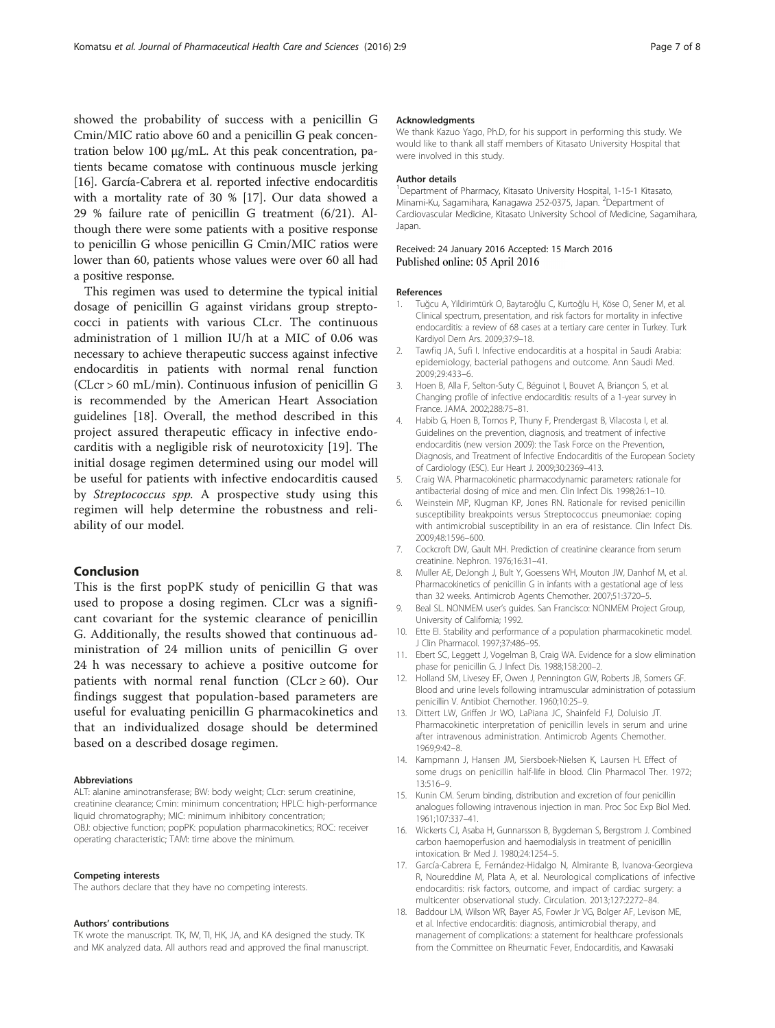showed the probability of success with a penicillin G Cmin/MIC ratio above 60 and a penicillin G peak concentration below 100 μg/mL. At this peak concentration, patients became comatose with continuous muscle jerking [16]. García-Cabrera et al. reported infective endocarditis with a mortality rate of 30 % [17]. Our data showed a 29 % failure rate of penicillin G treatment (6/21). Although there were some patients with a positive response to penicillin G whose penicillin G Cmin/MIC ratios were lower than 60, patients whose values were over 60 all had a positive response.

This regimen was used to determine the typical initial dosage of penicillin G against viridans group streptococci in patients with various CLcr. The continuous administration of 1 million IU/h at a MIC of 0.06 was necessary to achieve therapeutic success against infective endocarditis in patients with normal renal function (CLcr > 60 mL/min). Continuous infusion of penicillin G is recommended by the American Heart Association guidelines [18]. Overall, the method described in this project assured therapeutic efficacy in infective endocarditis with a negligible risk of neurotoxicity [19]. The initial dosage regimen determined using our model will be useful for patients with infective endocarditis caused by *Streptococcus spp.* A prospective study using this regimen will help determine the robustness and reliability of our model.

## Conclusion

This is the first popPK study of penicillin G that was used to propose a dosing regimen. CLcr was a significant covariant for the systemic clearance of penicillin G. Additionally, the results showed that continuous administration of 24 million units of penicillin G over 24 h was necessary to achieve a positive outcome for patients with normal renal function (CLcr ≥ 60). Our findings suggest that population-based parameters are useful for evaluating penicillin G pharmacokinetics and that an individualized dosage should be determined based on a described dosage regimen.

#### Abbreviations

ALT: alanine aminotransferase; BW: body weight; CLcr: serum creatinine, creatinine clearance; Cmin: minimum concentration; HPLC: high-performance liquid chromatography; MIC: minimum inhibitory concentration; OBJ: objective function; popPK: population pharmacokinetics; ROC: receiver operating characteristic; TAM: time above the minimum.

#### Competing interests

The authors declare that they have no competing interests.

#### Authors' contributions

TK wrote the manuscript. TK, IW, TI, HK, JA, and KA designed the study. TK and MK analyzed data. All authors read and approved the final manuscript.

#### Acknowledgments

We thank Kazuo Yago, Ph.D, for his support in performing this study. We would like to thank all staff members of Kitasato University Hospital that were involved in this study.

#### Author details

[1]Department of Pharmacy, Kitasato University Hospital, 1-15-1 Kitasato, Minami-Ku, Sagamihara, Kanagawa 252-0375, Japan. [2]Department of Cardiovascular Medicine, Kitasato University School of Medicine, Sagamihara, Japan.

Received: 24 January 2016 Accepted: 15 March 2016
Published online: 05 April 2016

#### References

1. Tuğcu A, Yildirimtürk O, Baytaroğlu C, Kurtoğlu H, Köse O, Sener M, et al. Clinical spectrum, presentation, and risk factors for mortality in infective endocarditis: a review of 68 cases at a tertiary care center in Turkey. Turk Kardiyol Dern Ars. 2009;37:9–18.
2. Tawfiq JA, Sufi I. Infective endocarditis at a hospital in Saudi Arabia: epidemiology, bacterial pathogens and outcome. Ann Saudi Med. 2009;29:433–6.
3. Hoen B, Alla F, Selton-Suty C, Béguinot I, Bouvet A, Briançon S, et al. Changing profile of infective endocarditis: results of a 1-year survey in France. JAMA. 2002;288:75–81.
4. Habib G, Hoen B, Tornos P, Thuny F, Prendergast B, Vilacosta I, et al. Guidelines on the prevention, diagnosis, and treatment of infective endocarditis (new version 2009): the Task Force on the Prevention, Diagnosis, and Treatment of Infective Endocarditis of the European Society of Cardiology (ESC). Eur Heart J. 2009;30:2369–413.
5. Craig WA. Pharmacokinetic pharmacodynamic parameters: rationale for antibacterial dosing of mice and men. Clin Infect Dis. 1998;26:1–10.
6. Weinstein MP, Klugman KP, Jones RN. Rationale for revised penicillin susceptibility breakpoints versus Streptococcus pneumoniae: coping with antimicrobial susceptibility in an era of resistance. Clin Infect Dis. 2009;48:1596–600.
7. Cockcroft DW, Gault MH. Prediction of creatinine clearance from serum creatinine. Nephron. 1976;16:31–41.
8. Muller AE, DeJongh J, Bult Y, Goessens WH, Mouton JW, Danhof M, et al. Pharmacokinetics of penicillin G in infants with a gestational age of less than 32 weeks. Antimicrob Agents Chemother. 2007;51:3720–5.
9. Beal SL. NONMEM user's guides. San Francisco: NONMEM Project Group, University of California; 1992.
10. Ette EI. Stability and performance of a population pharmacokinetic model. J Clin Pharmacol. 1997;37:486–95.
11. Ebert SC, Leggett J, Vogelman B, Craig WA. Evidence for a slow elimination phase for penicillin G. J Infect Dis. 1988;158:200–2.
12. Holland SM, Livesey EF, Owen J, Pennington GW, Roberts JB, Somers GF. Blood and urine levels following intramuscular administration of potassium penicillin V. Antibiot Chemother. 1960;10:25–9.
13. Dittert LW, Griffen Jr WO, LaPiana JC, Shainfeld FJ, Doluisio JT. Pharmacokinetic interpretation of penicillin levels in serum and urine after intravenous administration. Antimicrob Agents Chemother. 1969;9:42–8.
14. Kampmann J, Hansen JM, Siersboek-Nielsen K, Laursen H. Effect of some drugs on penicillin half-life in blood. Clin Pharmacol Ther. 1972; 13:516–9.
15. Kunin CM. Serum binding, distribution and excretion of four penicillin analogues following intravenous injection in man. Proc Soc Exp Biol Med. 1961;107:337–41.
16. Wickerts CJ, Asaba H, Gunnarsson B, Bygdeman S, Bergstrom J. Combined carbon haemoperfusion and haemodialysis in treatment of penicillin intoxication. Br Med J. 1980;24:1254–5.
17. García-Cabrera E, Fernández-Hidalgo N, Almirante B, Ivanova-Georgieva R, Noureddine M, Plata A, et al. Neurological complications of infective endocarditis: risk factors, outcome, and impact of cardiac surgery: a multicenter observational study. Circulation. 2013;127:2272–84.
18. Baddour LM, Wilson WR, Bayer AS, Fowler Jr VG, Bolger AF, Levison ME, et al. Infective endocarditis: diagnosis, antimicrobial therapy, and management of complications: a statement for healthcare professionals from the Committee on Rheumatic Fever, Endocarditis, and Kawasaki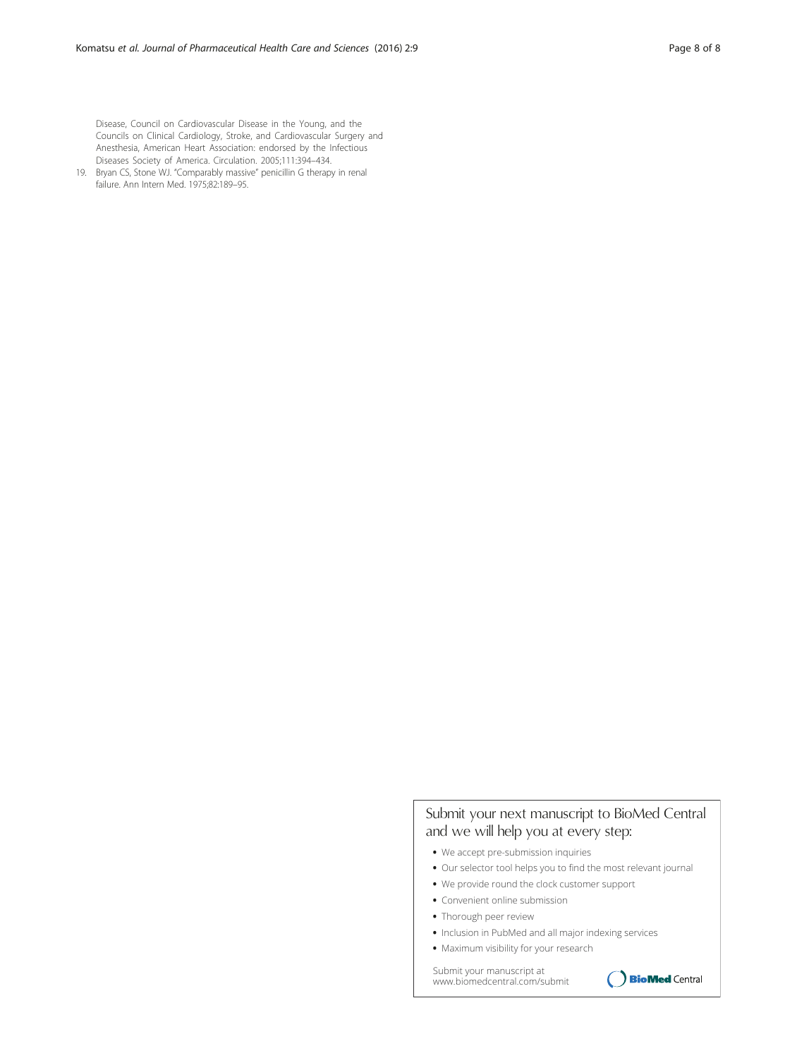Disease, Council on Cardiovascular Disease in the Young, and the Councils on Clinical Cardiology, Stroke, and Cardiovascular Surgery and Anesthesia, American Heart Association: endorsed by the Infectious Diseases Society of America. Circulation. 2005;111:394–434.

19. Bryan CS, Stone WJ. "Comparably massive" penicillin G therapy in renal failure. Ann Intern Med. 1975;82:189–95.

Submit your next manuscript to BioMed Central and we will help you at every step:

- We accept pre-submission inquiries
- Our selector tool helps you to find the most relevant journal
- We provide round the clock customer support
- Convenient online submission
- Thorough peer review
- Inclusion in PubMed and all major indexing services
- Maximum visibility for your research

Submit your manuscript at
www.biomedcentral.com/submit

BioMed Central